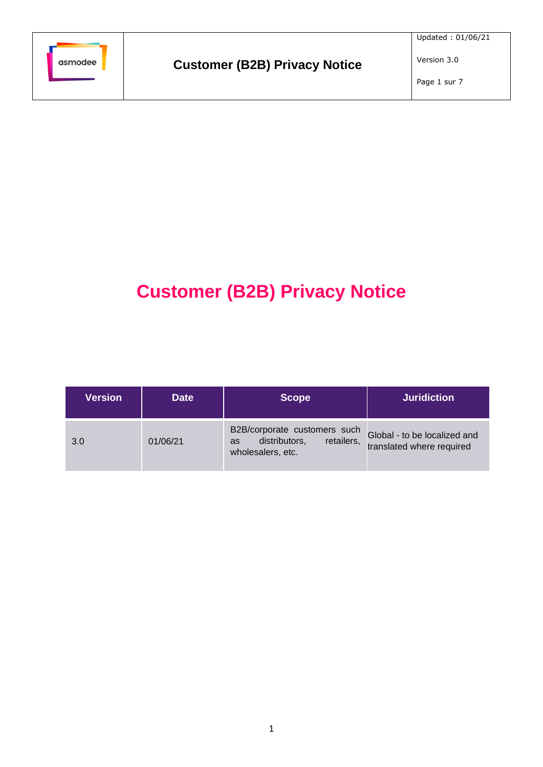# Customer (B2B) Privacy Notice

| Version | Date | Scope | Juridiction |
| --- | --- | --- | --- |
| 3.0 | 01/06/21 | B2B/corporate customers such as distributors, retailers, wholesalers, etc. | Global - to be localized and translated where required |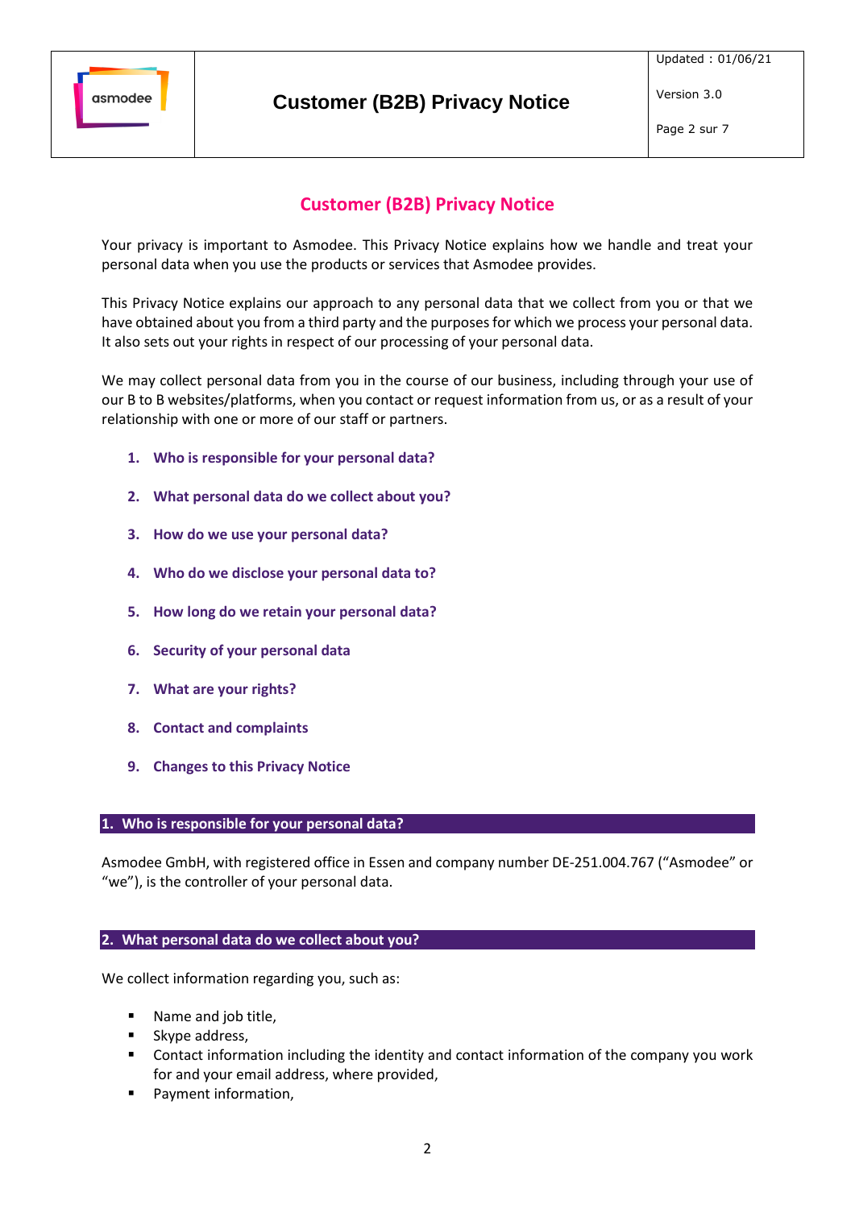# Customer (B2B) Privacy Notice

Your privacy is important to Asmodee. This Privacy Notice explains how we handle and treat your personal data when you use the products or services that Asmodee provides.

This Privacy Notice explains our approach to any personal data that we collect from you or that we have obtained about you from a third party and the purposes for which we process your personal data. It also sets out your rights in respect of our processing of your personal data.

We may collect personal data from you in the course of our business, including through your use of our B to B websites/platforms, when you contact or request information from us, or as a result of your relationship with one or more of our staff or partners.

1. **Who is responsible for your personal data?**
2. **What personal data do we collect about you?**
3. **How do we use your personal data?**
4. **Who do we disclose your personal data to?**
5. **How long do we retain your personal data?**
6. **Security of your personal data**
7. **What are your rights?**
8. **Contact and complaints**
9. **Changes to this Privacy Notice**

## 1. Who is responsible for your personal data?

Asmodee GmbH, with registered office in Essen and company number DE-251.004.767 ("Asmodee" or "we"), is the controller of your personal data.

## 2. What personal data do we collect about you?

We collect information regarding you, such as:

- Name and job title,
- Skype address,
- Contact information including the identity and contact information of the company you work for and your email address, where provided,
- Payment information,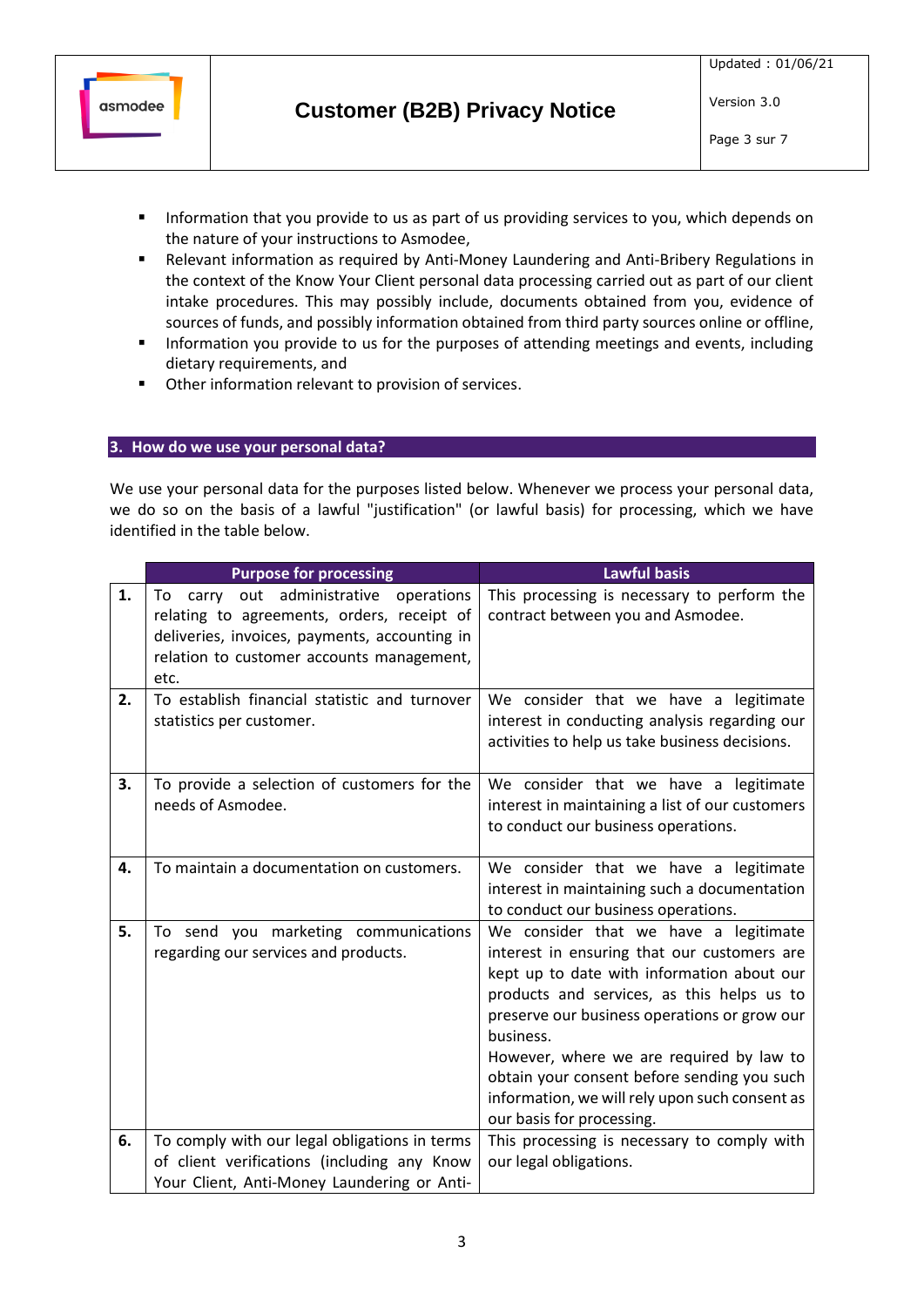- Information that you provide to us as part of us providing services to you, which depends on the nature of your instructions to Asmodee,
- Relevant information as required by Anti-Money Laundering and Anti-Bribery Regulations in the context of the Know Your Client personal data processing carried out as part of our client intake procedures. This may possibly include, documents obtained from you, evidence of sources of funds, and possibly information obtained from third party sources online or offline,
- Information you provide to us for the purposes of attending meetings and events, including dietary requirements, and
- Other information relevant to provision of services.

## 3. How do we use your personal data?

We use your personal data for the purposes listed below. Whenever we process your personal data, we do so on the basis of a lawful "justification" (or lawful basis) for processing, which we have identified in the table below.

| | Purpose for processing | Lawful basis |
|---|---|---|
| **1.** | To carry out administrative operations relating to agreements, orders, receipt of deliveries, invoices, payments, accounting in relation to customer accounts management, etc. | This processing is necessary to perform the contract between you and Asmodee. |
| **2.** | To establish financial statistic and turnover statistics per customer. | We consider that we have a legitimate interest in conducting analysis regarding our activities to help us take business decisions. |
| **3.** | To provide a selection of customers for the needs of Asmodee. | We consider that we have a legitimate interest in maintaining a list of our customers to conduct our business operations. |
| **4.** | To maintain a documentation on customers. | We consider that we have a legitimate interest in maintaining such a documentation to conduct our business operations. |
| **5.** | To send you marketing communications regarding our services and products. | We consider that we have a legitimate interest in ensuring that our customers are kept up to date with information about our products and services, as this helps us to preserve our business operations or grow our business.<br>However, where we are required by law to obtain your consent before sending you such information, we will rely upon such consent as our basis for processing. |
| **6.** | To comply with our legal obligations in terms of client verifications (including any Know Your Client, Anti-Money Laundering or Anti- | This processing is necessary to comply with our legal obligations. |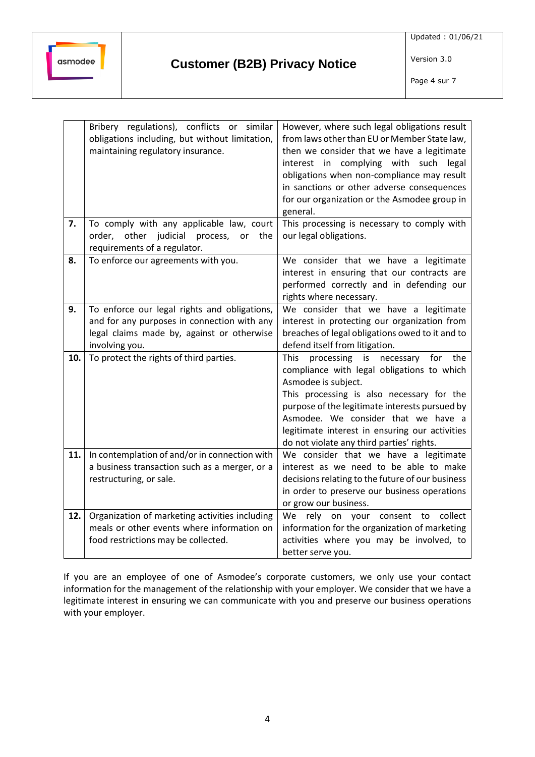| | | |
|---|---|---|
| | Bribery regulations), conflicts or similar obligations including, but without limitation, maintaining regulatory insurance. | However, where such legal obligations result from laws other than EU or Member State law, then we consider that we have a legitimate interest in complying with such legal obligations when non-compliance may result in sanctions or other adverse consequences for our organization or the Asmodee group in general. |
| **7.** | To comply with any applicable law, court order, other judicial process, or the requirements of a regulator. | This processing is necessary to comply with our legal obligations. |
| **8.** | To enforce our agreements with you. | We consider that we have a legitimate interest in ensuring that our contracts are performed correctly and in defending our rights where necessary. |
| **9.** | To enforce our legal rights and obligations, and for any purposes in connection with any legal claims made by, against or otherwise involving you. | We consider that we have a legitimate interest in protecting our organization from breaches of legal obligations owed to it and to defend itself from litigation. |
| **10.** | To protect the rights of third parties. | This processing is necessary for the compliance with legal obligations to which Asmodee is subject.<br>This processing is also necessary for the purpose of the legitimate interests pursued by Asmodee. We consider that we have a legitimate interest in ensuring our activities do not violate any third parties' rights. |
| **11.** | In contemplation of and/or in connection with a business transaction such as a merger, or a restructuring, or sale. | We consider that we have a legitimate interest as we need to be able to make decisions relating to the future of our business in order to preserve our business operations or grow our business. |
| **12.** | Organization of marketing activities including meals or other events where information on food restrictions may be collected. | We rely on your consent to collect information for the organization of marketing activities where you may be involved, to better serve you. |

If you are an employee of one of Asmodee's corporate customers, we only use your contact information for the management of the relationship with your employer. We consider that we have a legitimate interest in ensuring we can communicate with you and preserve our business operations with your employer.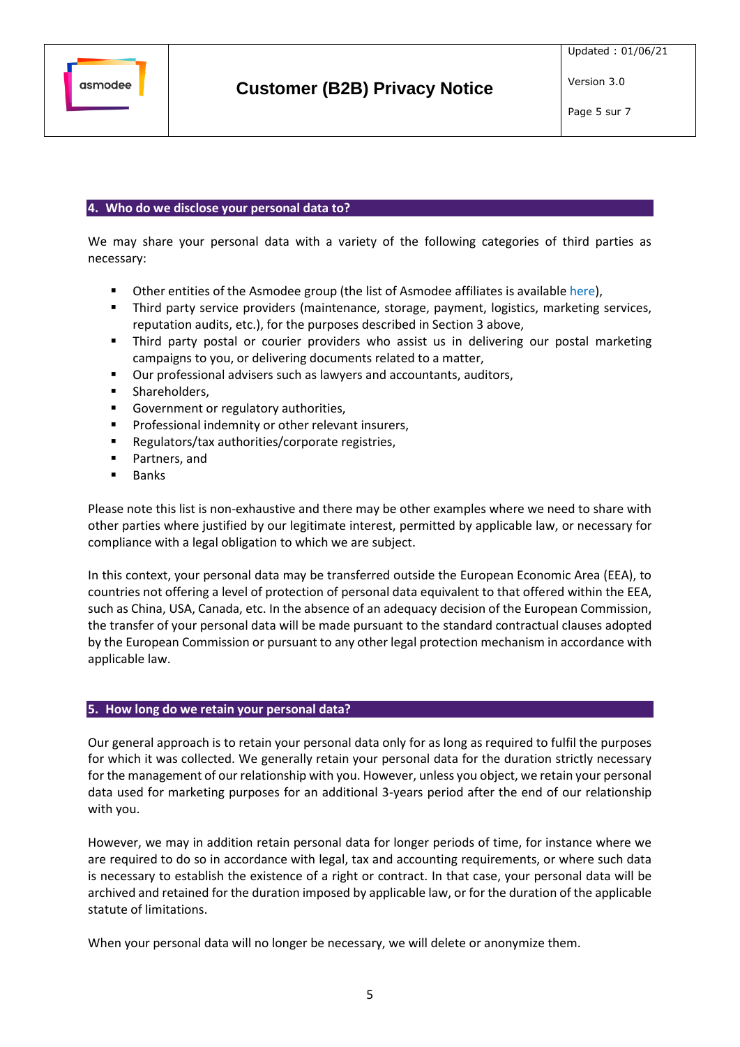## 4. Who do we disclose your personal data to?

We may share your personal data with a variety of the following categories of third parties as necessary:

- Other entities of the Asmodee group (the list of Asmodee affiliates is available here),
- Third party service providers (maintenance, storage, payment, logistics, marketing services, reputation audits, etc.), for the purposes described in Section 3 above,
- Third party postal or courier providers who assist us in delivering our postal marketing campaigns to you, or delivering documents related to a matter,
- Our professional advisers such as lawyers and accountants, auditors,
- Shareholders,
- Government or regulatory authorities,
- Professional indemnity or other relevant insurers,
- Regulators/tax authorities/corporate registries,
- Partners, and
- Banks

Please note this list is non-exhaustive and there may be other examples where we need to share with other parties where justified by our legitimate interest, permitted by applicable law, or necessary for compliance with a legal obligation to which we are subject.

In this context, your personal data may be transferred outside the European Economic Area (EEA), to countries not offering a level of protection of personal data equivalent to that offered within the EEA, such as China, USA, Canada, etc. In the absence of an adequacy decision of the European Commission, the transfer of your personal data will be made pursuant to the standard contractual clauses adopted by the European Commission or pursuant to any other legal protection mechanism in accordance with applicable law.

## 5. How long do we retain your personal data?

Our general approach is to retain your personal data only for as long as required to fulfil the purposes for which it was collected. We generally retain your personal data for the duration strictly necessary for the management of our relationship with you. However, unless you object, we retain your personal data used for marketing purposes for an additional 3-years period after the end of our relationship with you.

However, we may in addition retain personal data for longer periods of time, for instance where we are required to do so in accordance with legal, tax and accounting requirements, or where such data is necessary to establish the existence of a right or contract. In that case, your personal data will be archived and retained for the duration imposed by applicable law, or for the duration of the applicable statute of limitations.

When your personal data will no longer be necessary, we will delete or anonymize them.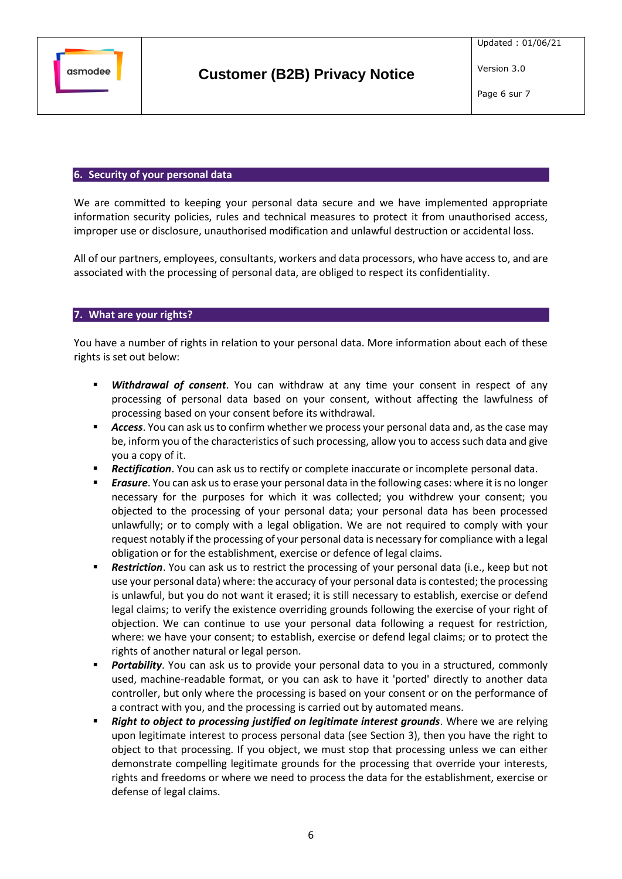## 6. Security of your personal data

We are committed to keeping your personal data secure and we have implemented appropriate information security policies, rules and technical measures to protect it from unauthorised access, improper use or disclosure, unauthorised modification and unlawful destruction or accidental loss.

All of our partners, employees, consultants, workers and data processors, who have access to, and are associated with the processing of personal data, are obliged to respect its confidentiality.

## 7. What are your rights?

You have a number of rights in relation to your personal data. More information about each of these rights is set out below:

- ***Withdrawal of consent***. You can withdraw at any time your consent in respect of any processing of personal data based on your consent, without affecting the lawfulness of processing based on your consent before its withdrawal.
- ***Access***. You can ask us to confirm whether we process your personal data and, as the case may be, inform you of the characteristics of such processing, allow you to access such data and give you a copy of it.
- ***Rectification***. You can ask us to rectify or complete inaccurate or incomplete personal data.
- ***Erasure***. You can ask us to erase your personal data in the following cases: where it is no longer necessary for the purposes for which it was collected; you withdrew your consent; you objected to the processing of your personal data; your personal data has been processed unlawfully; or to comply with a legal obligation. We are not required to comply with your request notably if the processing of your personal data is necessary for compliance with a legal obligation or for the establishment, exercise or defence of legal claims.
- ***Restriction***. You can ask us to restrict the processing of your personal data (i.e., keep but not use your personal data) where: the accuracy of your personal data is contested; the processing is unlawful, but you do not want it erased; it is still necessary to establish, exercise or defend legal claims; to verify the existence overriding grounds following the exercise of your right of objection. We can continue to use your personal data following a request for restriction, where: we have your consent; to establish, exercise or defend legal claims; or to protect the rights of another natural or legal person.
- ***Portability***. You can ask us to provide your personal data to you in a structured, commonly used, machine-readable format, or you can ask to have it 'ported' directly to another data controller, but only where the processing is based on your consent or on the performance of a contract with you, and the processing is carried out by automated means.
- ***Right to object to processing justified on legitimate interest grounds***. Where we are relying upon legitimate interest to process personal data (see Section 3), then you have the right to object to that processing. If you object, we must stop that processing unless we can either demonstrate compelling legitimate grounds for the processing that override your interests, rights and freedoms or where we need to process the data for the establishment, exercise or defense of legal claims.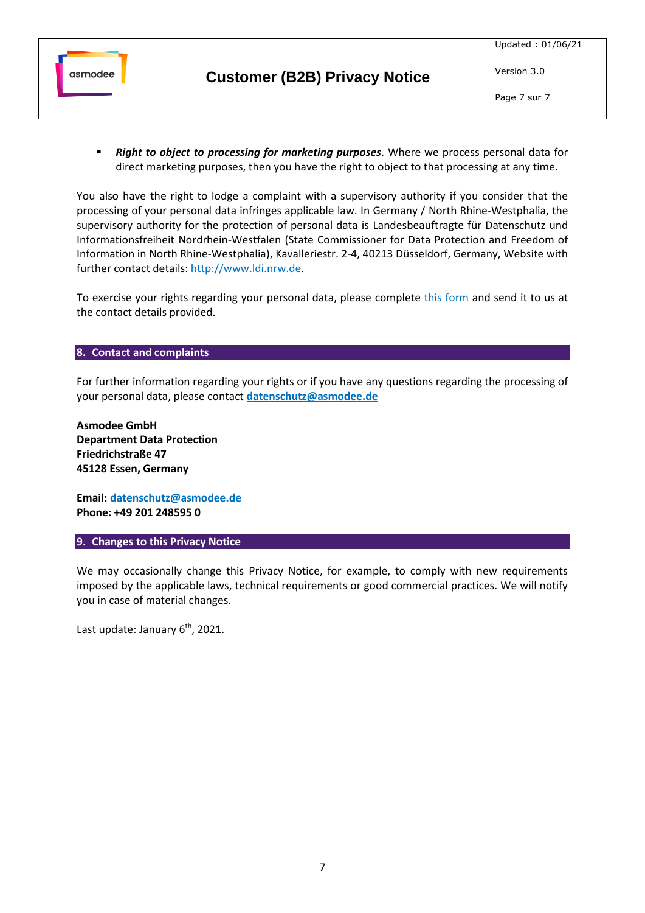- ***Right to object to processing for marketing purposes***. Where we process personal data for direct marketing purposes, then you have the right to object to that processing at any time.

You also have the right to lodge a complaint with a supervisory authority if you consider that the processing of your personal data infringes applicable law. In Germany / North Rhine-Westphalia, the supervisory authority for the protection of personal data is Landesbeauftragte für Datenschutz und Informationsfreiheit Nordrhein-Westfalen (State Commissioner for Data Protection and Freedom of Information in North Rhine-Westphalia), Kavalleriestr. 2-4, 40213 Düsseldorf, Germany, Website with further contact details: http://www.ldi.nrw.de.

To exercise your rights regarding your personal data, please complete this form and send it to us at the contact details provided.

## 8. Contact and complaints

For further information regarding your rights or if you have any questions regarding the processing of your personal data, please contact **datenschutz@asmodee.de**

**Asmodee GmbH**
**Department Data Protection**
**Friedrichstraße 47**
**45128 Essen, Germany**

**Email: datenschutz@asmodee.de**
**Phone: +49 201 248595 0**

## 9. Changes to this Privacy Notice

We may occasionally change this Privacy Notice, for example, to comply with new requirements imposed by the applicable laws, technical requirements or good commercial practices. We will notify you in case of material changes.

Last update: January 6th, 2021.